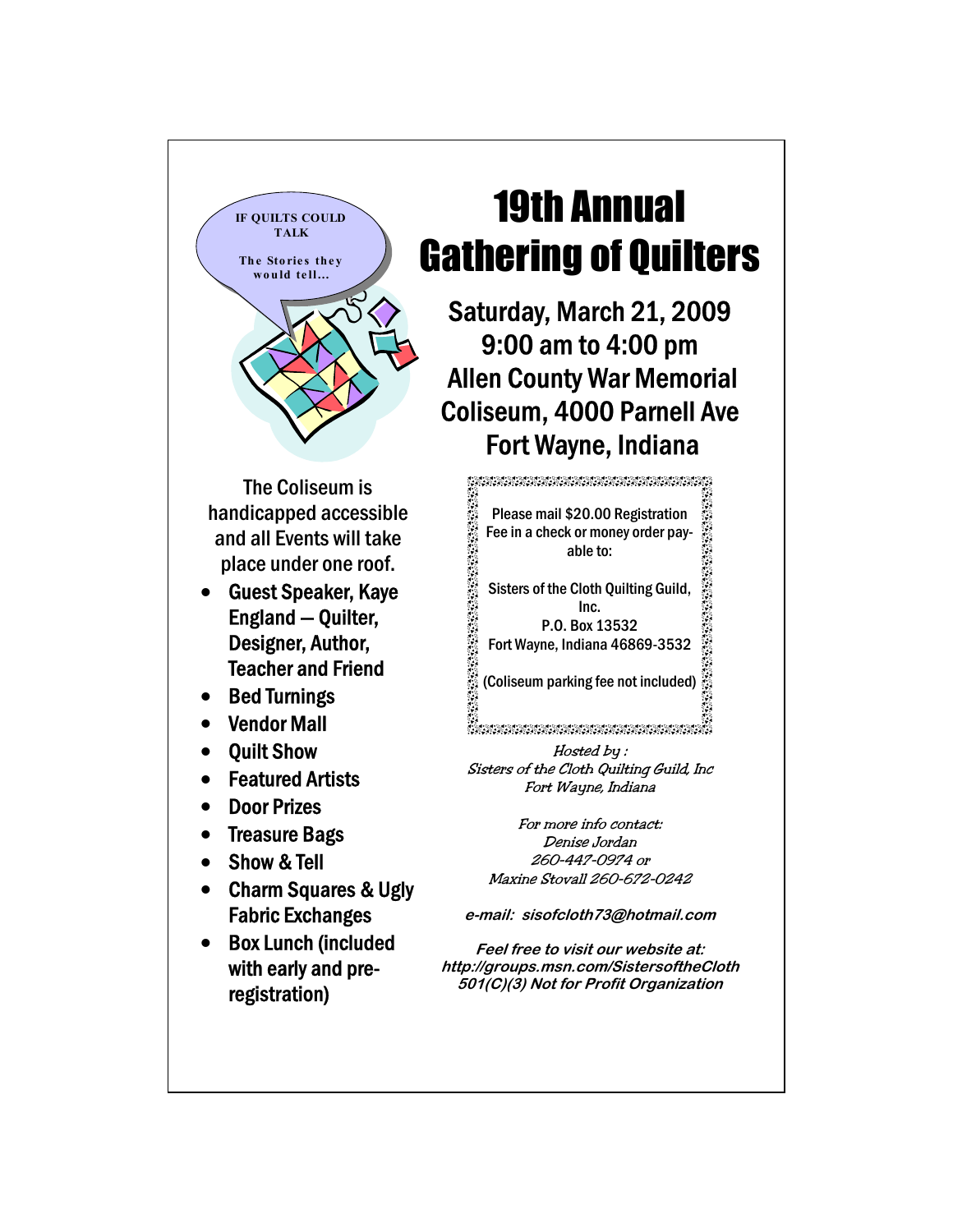IF QUILTS COULD TALK

The Stories they would tell...

# 19th Annual Gathering of Quilters

## Saturday, March 21, 2009
## 9:00 am to 4:00 pm
## Allen County War Memorial Coliseum, 4000 Parnell Ave
## Fort Wayne, Indiana

The Coliseum is handicapped accessible and all Events will take place under one roof.

- **Guest Speaker, Kaye England — Quilter, Designer, Author, Teacher and Friend**
- **Bed Turnings**
- **Vendor Mall**
- **Quilt Show**
- **Featured Artists**
- **Door Prizes**
- **Treasure Bags**
- **Show & Tell**
- **Charm Squares & Ugly Fabric Exchanges**
- **Box Lunch (included with early and pre-registration)**

Please mail $20.00 Registration Fee in a check or money order payable to:

Sisters of the Cloth Quilting Guild, Inc.
P.O. Box 13532
Fort Wayne, Indiana 46869-3532

(Coliseum parking fee not included)

*Hosted by :*
*Sisters of the Cloth Quilting Guild, Inc*
*Fort Wayne, Indiana*

*For more info contact:*
*Denise Jordan*
*260-447-0974 or*
*Maxine Stovall 260-672-0242*

***e-mail: sisofcloth73@hotmail.com***

***Feel free to visit our website at:***
***http://groups.msn.com/SistersoftheCloth***
***501(C)(3) Not for Profit Organization***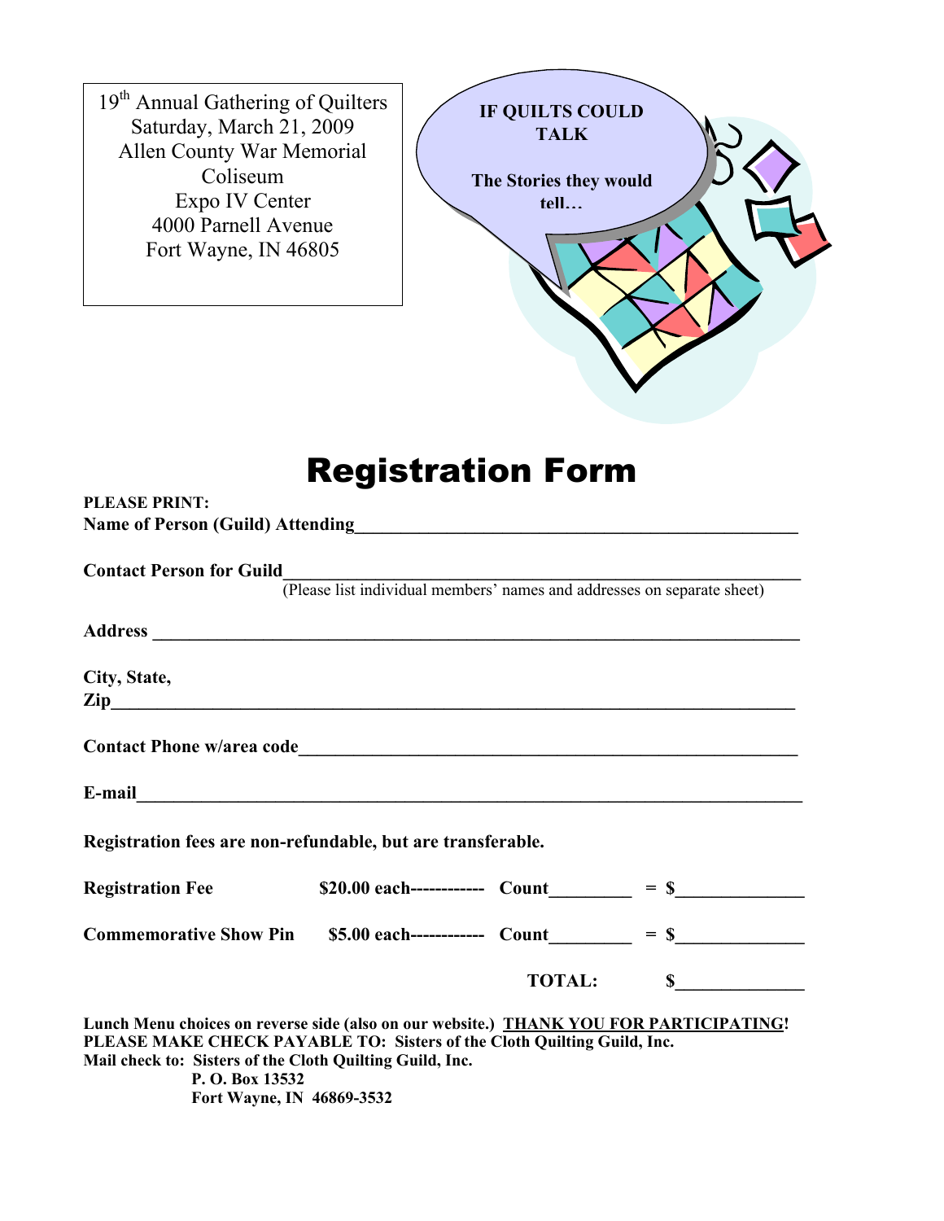19th Annual Gathering of Quilters
Saturday, March 21, 2009
Allen County War Memorial Coliseum
Expo IV Center
4000 Parnell Avenue
Fort Wayne, IN 46805

IF QUILTS COULD TALK

The Stories they would tell…

# Registration Form

**PLEASE PRINT:**

**Name of Person (Guild) Attending**__________________________________________________

**Contact Person for Guild**__________________________________________________
(Please list individual members' names and addresses on separate sheet)

**Address** __________________________________________________

**City, State, Zip**__________________________________________________

**Contact Phone w/area code**__________________________________________________

**E-mail**__________________________________________________

**Registration fees are non-refundable, but are transferable.**

| | | | |
|---|---|---|---|
| **Registration Fee** | **$20.00 each------------** | **Count**________ | **= $**____________ |
| **Commemorative Show Pin** | **$5.00 each------------** | **Count**________ | **= $**____________ |
| | | **TOTAL:** | **$**____________ |

**Lunch Menu choices on reverse side (also on our website.)** **<u>THANK YOU FOR PARTICIPATING</u>!**
**PLEASE MAKE CHECK PAYABLE TO: Sisters of the Cloth Quilting Guild, Inc.**
**Mail check to: Sisters of the Cloth Quilting Guild, Inc.**
**P. O. Box 13532**
**Fort Wayne, IN 46869-3532**